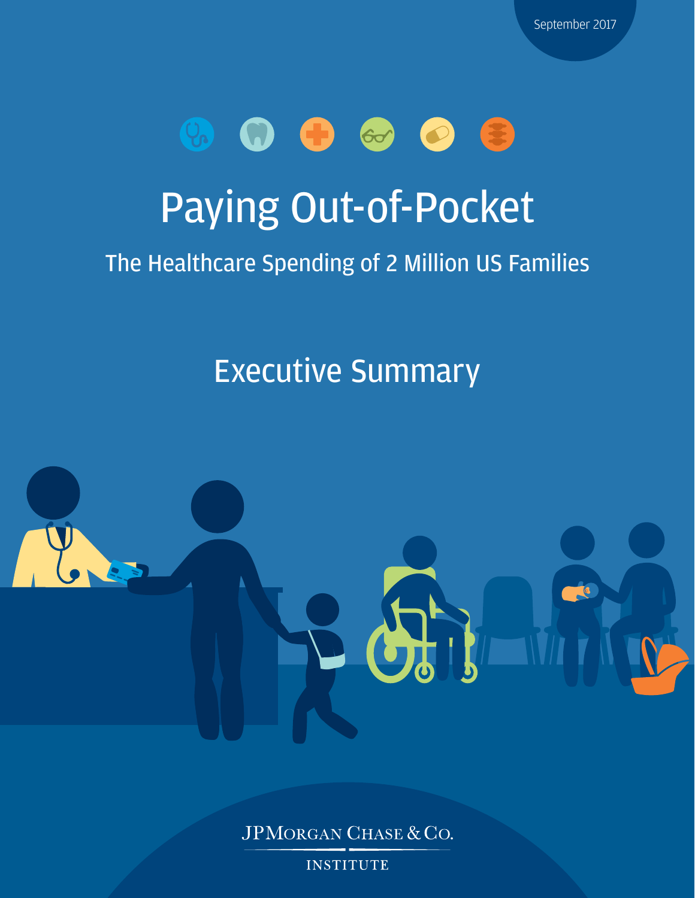September 2017

# Paying Out-of-Pocket

## The Healthcare Spending of 2 Million US Families

## Executive Summary

JPMorgan Chase & Co.

INSTITUTE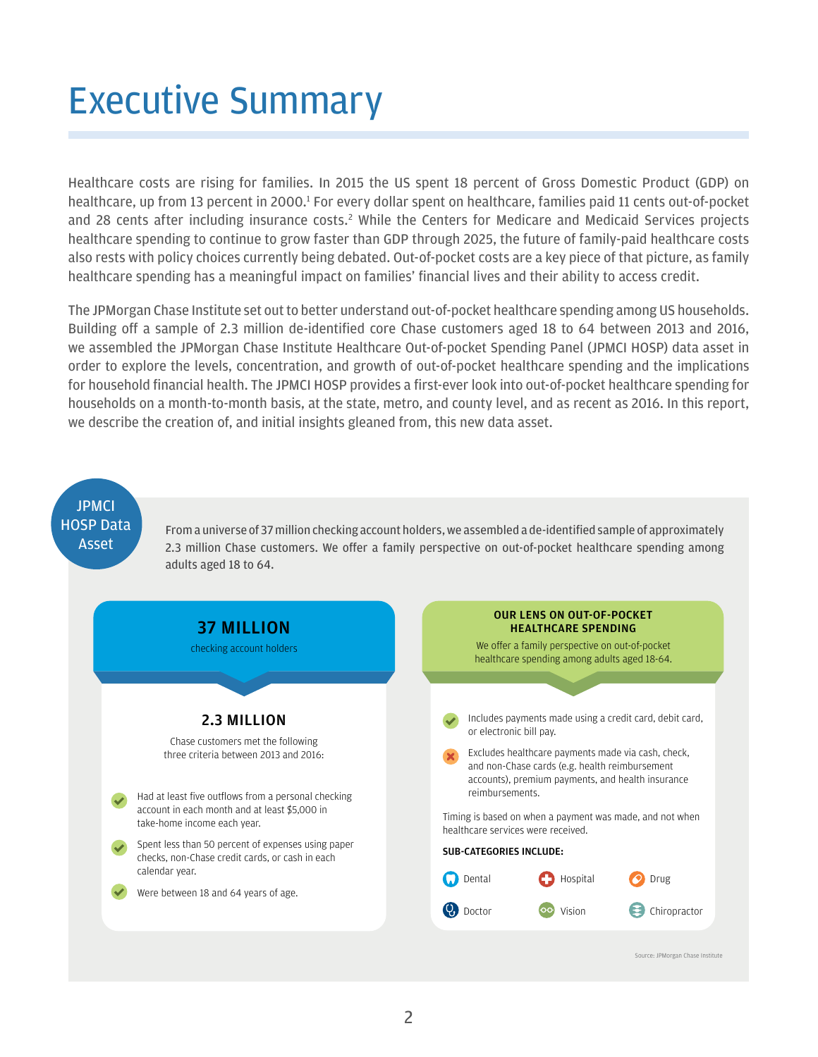# Executive Summary

Healthcare costs are rising for families. In 2015 the US spent 18 percent of Gross Domestic Product (GDP) on healthcare, up from 13 percent in 2000.[1] For every dollar spent on healthcare, families paid 11 cents out-of-pocket and 28 cents after including insurance costs.[2] While the Centers for Medicare and Medicaid Services projects healthcare spending to continue to grow faster than GDP through 2025, the future of family-paid healthcare costs also rests with policy choices currently being debated. Out-of-pocket costs are a key piece of that picture, as family healthcare spending has a meaningful impact on families' financial lives and their ability to access credit.

The JPMorgan Chase Institute set out to better understand out-of-pocket healthcare spending among US households. Building off a sample of 2.3 million de-identified core Chase customers aged 18 to 64 between 2013 and 2016, we assembled the JPMorgan Chase Institute Healthcare Out-of-pocket Spending Panel (JPMCI HOSP) data asset in order to explore the levels, concentration, and growth of out-of-pocket healthcare spending and the implications for household financial health. The JPMCI HOSP provides a first-ever look into out-of-pocket healthcare spending for households on a month-to-month basis, at the state, metro, and county level, and as recent as 2016. In this report, we describe the creation of, and initial insights gleaned from, this new data asset.

## JPMCI HOSP Data Asset

From a universe of 37 million checking account holders, we assembled a de-identified sample of approximately 2.3 million Chase customers. We offer a family perspective on out-of-pocket healthcare spending among adults aged 18 to 64.

**37 MILLION**
checking account holders

**2.3 MILLION**
Chase customers met the following three criteria between 2013 and 2016:

- Had at least five outflows from a personal checking account in each month and at least $5,000 in take-home income each year.
- Spent less than 50 percent of expenses using paper checks, non-Chase credit cards, or cash in each calendar year.
- Were between 18 and 64 years of age.

**OUR LENS ON OUT-OF-POCKET HEALTHCARE SPENDING**

We offer a family perspective on out-of-pocket healthcare spending among adults aged 18-64.

- Includes payments made using a credit card, debit card, or electronic bill pay.
- Excludes healthcare payments made via cash, check, and non-Chase cards (e.g. health reimbursement accounts), premium payments, and health insurance reimbursements.

Timing is based on when a payment was made, and not when healthcare services were received.

**SUB-CATEGORIES INCLUDE:**

- Dental
- Hospital
- Drug
- Doctor
- Vision
- Chiropractor

Source: JPMorgan Chase Institute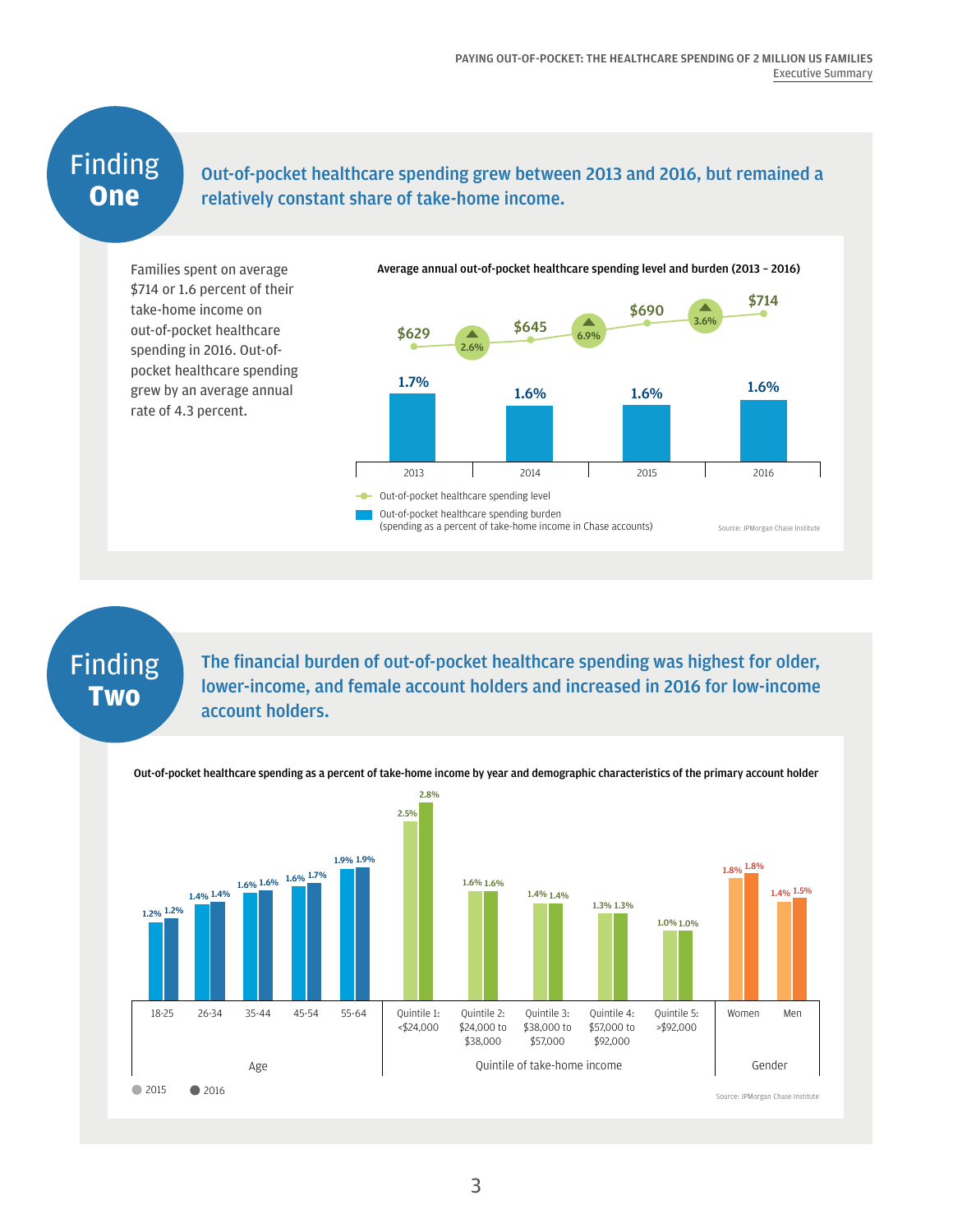## Finding One

**Out-of-pocket healthcare spending grew between 2013 and 2016, but remained a relatively constant share of take-home income.**

Families spent on average $714 or 1.6 percent of their take-home income on out-of-pocket healthcare spending in 2016. Out-of-pocket healthcare spending grew by an average annual rate of 4.3 percent.

**Average annual out-of-pocket healthcare spending level and burden (2013 – 2016)**

| Year | Out-of-pocket healthcare spending level | Out-of-pocket healthcare spending burden (spending as a percent of take-home income in Chase accounts) |
|---|---|---|
| 2013 | $629 | 1.7% |
| 2014 | $645 | 1.6% |
| 2015 | $690 | 1.6% |
| 2016 | $714 | 1.6% |

Growth: 2013–2014: 2.6%; 2014–2015: 6.9%; 2015–2016: 3.6%

Source: JPMorgan Chase Institute

## Finding Two

**The financial burden of out-of-pocket healthcare spending was highest for older, lower-income, and female account holders and increased in 2016 for low-income account holders.**

**Out-of-pocket healthcare spending as a percent of take-home income by year and demographic characteristics of the primary account holder**

| Category | Group | 2015 | 2016 |
|---|---|---|---|
| Age | 18-25 | 1.2% | 1.2% |
| | 26-34 | 1.4% | 1.4% |
| | 35-44 | 1.6% | 1.6% |
| | 45-54 | 1.6% | 1.7% |
| | 55-64 | 1.9% | 1.9% |
| Quintile of take-home income | Quintile 1: <$24,000 | 2.5% | 2.8% |
| | Quintile 2: $24,000 to $38,000 | 1.6% | 1.6% |
| | Quintile 3: $38,000 to $57,000 | 1.4% | 1.4% |
| | Quintile 4: $57,000 to $92,000 | 1.3% | 1.3% |
| | Quintile 5: >$92,000 | 1.0% | 1.0% |
| Gender | Women | 1.8% | 1.8% |
| | Men | 1.4% | 1.5% |

Source: JPMorgan Chase Institute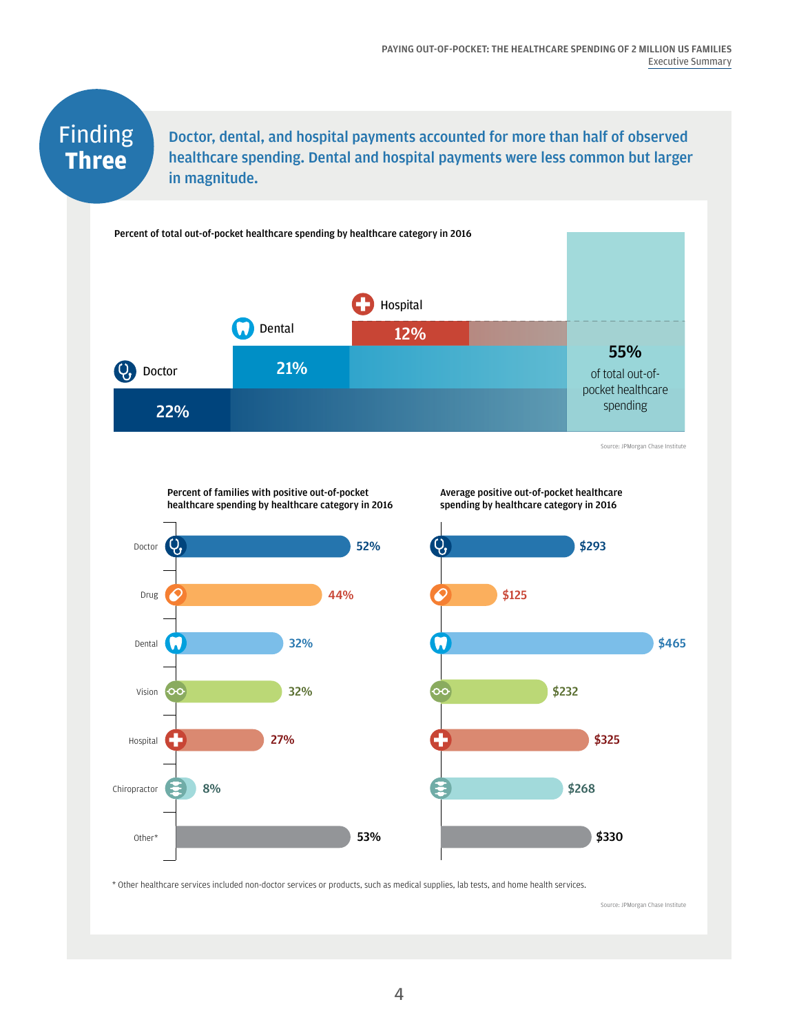## Finding Three

**Doctor, dental, and hospital payments accounted for more than half of observed healthcare spending. Dental and hospital payments were less common but larger in magnitude.**

**Percent of total out-of-pocket healthcare spending by healthcare category in 2016**

| Category | Percent |
|---|---|
| Doctor | 22% |
| Dental | 21% |
| Hospital | 12% |
| Total | 55% of total out-of-pocket healthcare spending |

Source: JPMorgan Chase Institute

| Category | Percent of families with positive out-of-pocket healthcare spending by healthcare category in 2016 | Average positive out-of-pocket healthcare spending by healthcare category in 2016 |
|---|---|---|
| Doctor | 52% | $293 |
| Drug | 44% | $125 |
| Dental | 32% | $465 |
| Vision | 32% | $232 |
| Hospital | 27% | $325 |
| Chiropractor | 8% | $268 |
| Other* | 53% | $330 |

* Other healthcare services included non-doctor services or products, such as medical supplies, lab tests, and home health services.

Source: JPMorgan Chase Institute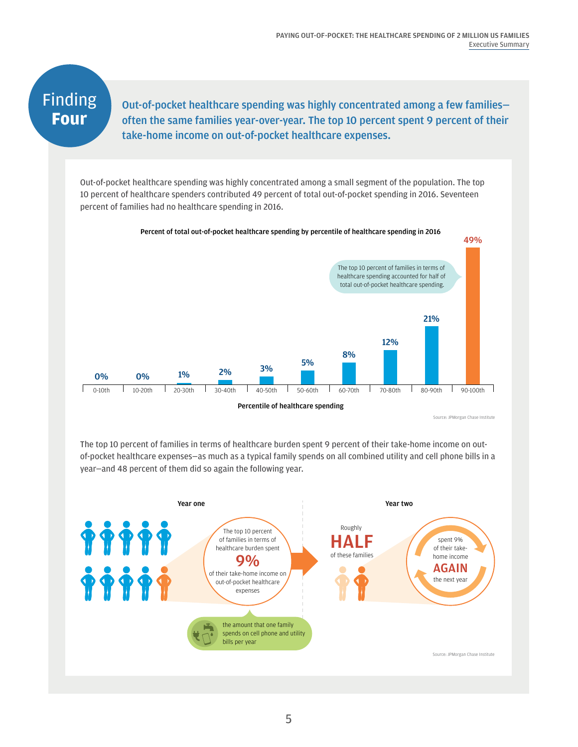## Finding Four

**Out-of-pocket healthcare spending was highly concentrated among a few families—often the same families year-over-year. The top 10 percent spent 9 percent of their take-home income on out-of-pocket healthcare expenses.**

Out-of-pocket healthcare spending was highly concentrated among a small segment of the population. The top 10 percent of healthcare spenders contributed 49 percent of total out-of-pocket spending in 2016. Seventeen percent of families had no healthcare spending in 2016.

**Percent of total out-of-pocket healthcare spending by percentile of healthcare spending in 2016**

| Percentile of healthcare spending | Percent of total out-of-pocket healthcare spending |
|---|---|
| 0-10th | 0% |
| 10-20th | 0% |
| 20-30th | 1% |
| 30-40th | 2% |
| 40-50th | 3% |
| 50-60th | 5% |
| 60-70th | 8% |
| 70-80th | 12% |
| 80-90th | 21% |
| 90-100th | 49% |

The top 10 percent of families in terms of healthcare spending accounted for half of total out-of-pocket healthcare spending.

Source: JPMorgan Chase Institute

The top 10 percent of families in terms of healthcare burden spent 9 percent of their take-home income on out-of-pocket healthcare expenses—as much as a typical family spends on all combined utility and cell phone bills in a year—and 48 percent of them did so again the following year.

**Year one**

The top 10 percent of families in terms of healthcare burden spent **9%** of their take-home income on out-of-pocket healthcare expenses

the amount that one family spends on cell phone and utility bills per year

**Year two**

Roughly **HALF** of these families spent 9% of their take-home income **AGAIN** the next year

Source: JPMorgan Chase Institute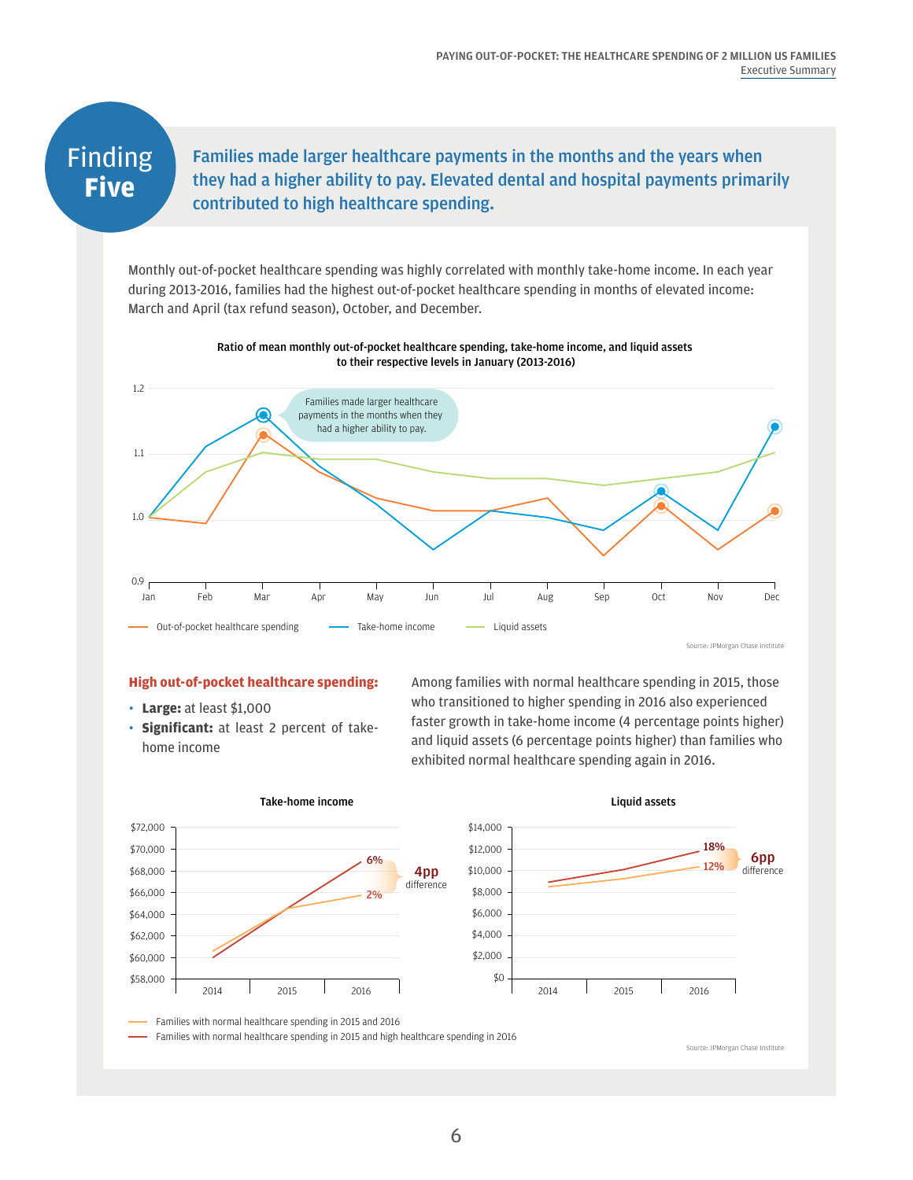# Finding Five

**Families made larger healthcare payments in the months and the years when they had a higher ability to pay. Elevated dental and hospital payments primarily contributed to high healthcare spending.**

Monthly out-of-pocket healthcare spending was highly correlated with monthly take-home income. In each year during 2013-2016, families had the highest out-of-pocket healthcare spending in months of elevated income: March and April (tax refund season), October, and December.

**Ratio of mean monthly out-of-pocket healthcare spending, take-home income, and liquid assets to their respective levels in January (2013-2016)**

Families made larger healthcare payments in the months when they had a higher ability to pay.

Out-of-pocket healthcare spending — Take-home income — Liquid assets

Source: JPMorgan Chase Institute

**High out-of-pocket healthcare spending:**

- **Large:** at least $1,000
- **Significant:** at least 2 percent of take-home income

Among families with normal healthcare spending in 2015, those who transitioned to higher spending in 2016 also experienced faster growth in take-home income (4 percentage points higher) and liquid assets (6 percentage points higher) than families who exhibited normal healthcare spending again in 2016.

**Take-home income**

6% vs. 2% — 4pp difference

**Liquid assets**

18% vs. 12% — 6pp difference

Families with normal healthcare spending in 2015 and 2016

Families with normal healthcare spending in 2015 and high healthcare spending in 2016

Source: JPMorgan Chase Institute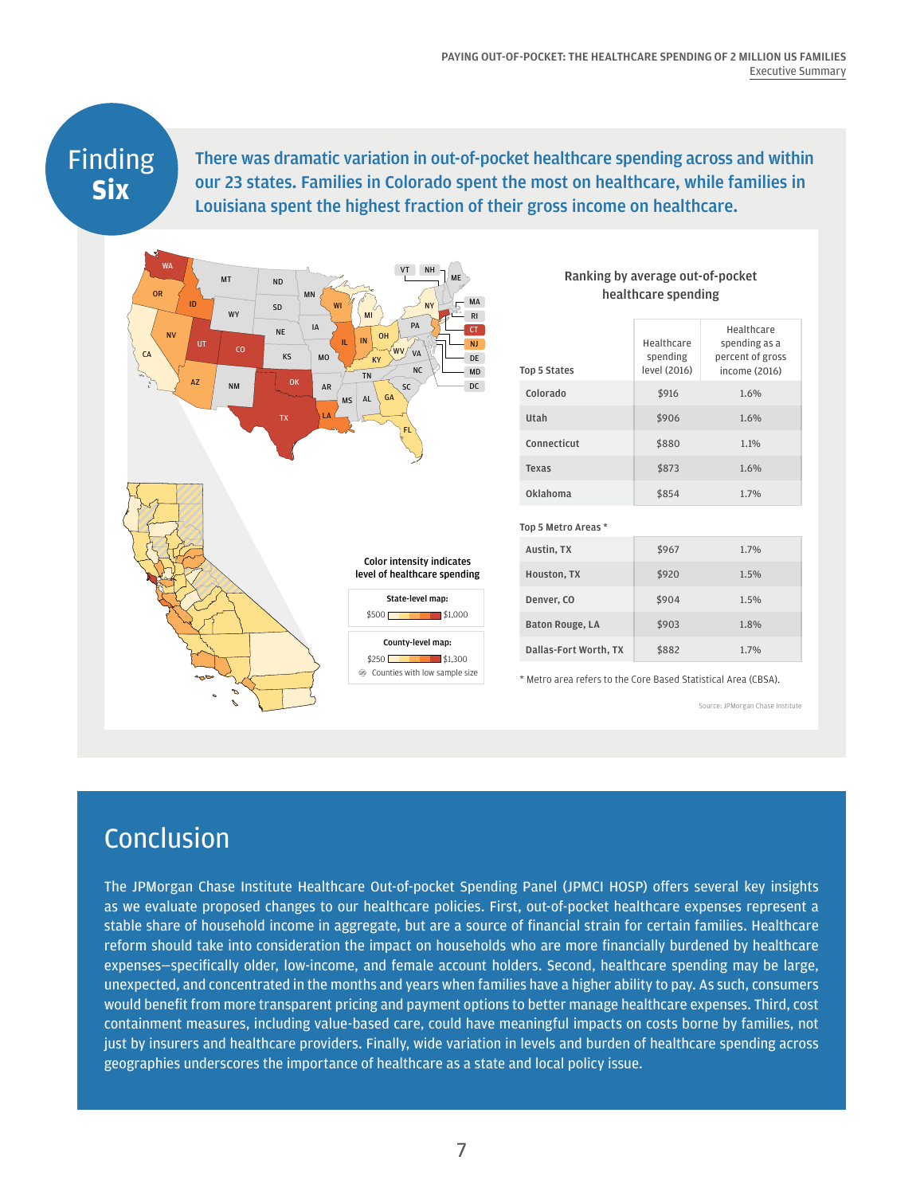## Finding Six

**There was dramatic variation in out-of-pocket healthcare spending across and within our 23 states. Families in Colorado spent the most on healthcare, while families in Louisiana spent the highest fraction of their gross income on healthcare.**

Color intensity indicates level of healthcare spending

State-level map: $500 – $1,000

County-level map: $250 – $1,300

Counties with low sample size

### Ranking by average out-of-pocket healthcare spending

| Top 5 States | Healthcare spending level (2016) | Healthcare spending as a percent of gross income (2016) |
|---|---|---|
| Colorado | $916 | 1.6% |
| Utah | $906 | 1.6% |
| Connecticut | $880 | 1.1% |
| Texas | $873 | 1.6% |
| Oklahoma | $854 | 1.7% |

| Top 5 Metro Areas * | Healthcare spending level (2016) | Healthcare spending as a percent of gross income (2016) |
|---|---|---|
| Austin, TX | $967 | 1.7% |
| Houston, TX | $920 | 1.5% |
| Denver, CO | $904 | 1.5% |
| Baton Rouge, LA | $903 | 1.8% |
| Dallas-Fort Worth, TX | $882 | 1.7% |

\* Metro area refers to the Core Based Statistical Area (CBSA).

Source: JPMorgan Chase Institute

# Conclusion

The JPMorgan Chase Institute Healthcare Out-of-pocket Spending Panel (JPMCI HOSP) offers several key insights as we evaluate proposed changes to our healthcare policies. First, out-of-pocket healthcare expenses represent a stable share of household income in aggregate, but are a source of financial strain for certain families. Healthcare reform should take into consideration the impact on households who are more financially burdened by healthcare expenses—specifically older, low-income, and female account holders. Second, healthcare spending may be large, unexpected, and concentrated in the months and years when families have a higher ability to pay. As such, consumers would benefit from more transparent pricing and payment options to better manage healthcare expenses. Third, cost containment measures, including value-based care, could have meaningful impacts on costs borne by families, not just by insurers and healthcare providers. Finally, wide variation in levels and burden of healthcare spending across geographies underscores the importance of healthcare as a state and local policy issue.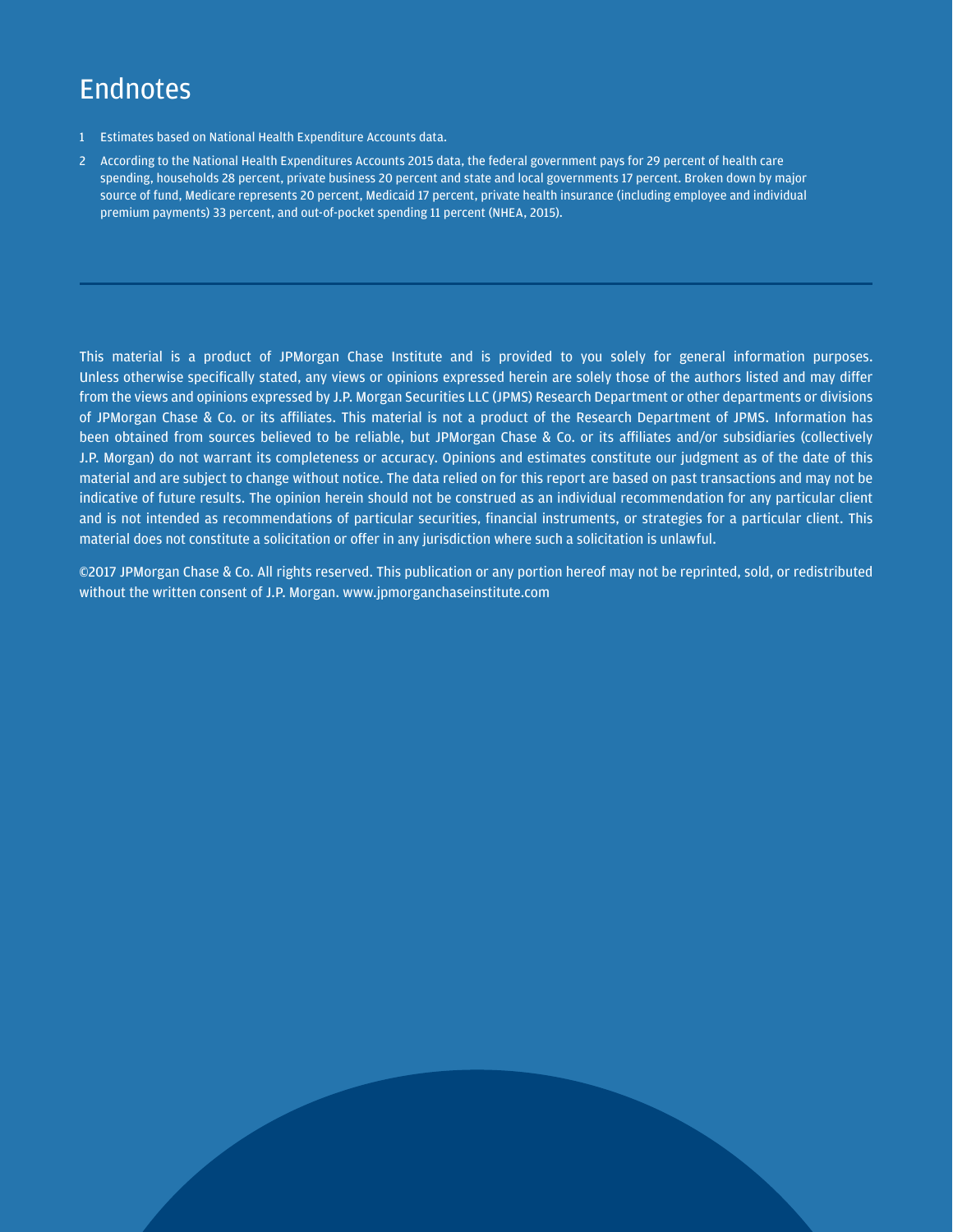# Endnotes

1 Estimates based on National Health Expenditure Accounts data.

2 According to the National Health Expenditures Accounts 2015 data, the federal government pays for 29 percent of health care spending, households 28 percent, private business 20 percent and state and local governments 17 percent. Broken down by major source of fund, Medicare represents 20 percent, Medicaid 17 percent, private health insurance (including employee and individual premium payments) 33 percent, and out-of-pocket spending 11 percent (NHEA, 2015).

---

This material is a product of JPMorgan Chase Institute and is provided to you solely for general information purposes. Unless otherwise specifically stated, any views or opinions expressed herein are solely those of the authors listed and may differ from the views and opinions expressed by J.P. Morgan Securities LLC (JPMS) Research Department or other departments or divisions of JPMorgan Chase & Co. or its affiliates. This material is not a product of the Research Department of JPMS. Information has been obtained from sources believed to be reliable, but JPMorgan Chase & Co. or its affiliates and/or subsidiaries (collectively J.P. Morgan) do not warrant its completeness or accuracy. Opinions and estimates constitute our judgment as of the date of this material and are subject to change without notice. The data relied on for this report are based on past transactions and may not be indicative of future results. The opinion herein should not be construed as an individual recommendation for any particular client and is not intended as recommendations of particular securities, financial instruments, or strategies for a particular client. This material does not constitute a solicitation or offer in any jurisdiction where such a solicitation is unlawful.

©2017 JPMorgan Chase & Co. All rights reserved. This publication or any portion hereof may not be reprinted, sold, or redistributed without the written consent of J.P. Morgan. www.jpmorganchaseinstitute.com